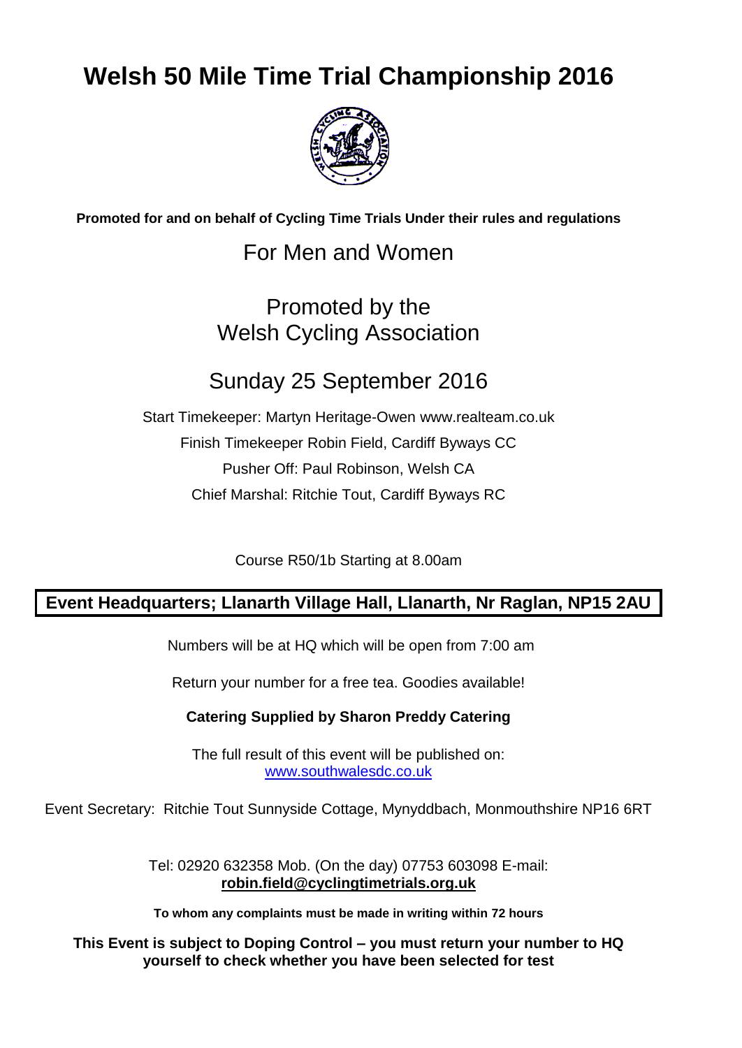# Welsh 50 Mile Time Trial Championship 2016

**Promoted for and on behalf of Cycling Time Trials Under their rules and regulations**

## For Men and Women

## Promoted by the
## Welsh Cycling Association

## Sunday 25 September 2016

Start Timekeeper: Martyn Heritage-Owen www.realteam.co.uk

Finish Timekeeper Robin Field, Cardiff Byways CC

Pusher Off: Paul Robinson, Welsh CA

Chief Marshal: Ritchie Tout, Cardiff Byways RC

Course R50/1b Starting at 8.00am

**Event Headquarters; Llanarth Village Hall, Llanarth, Nr Raglan, NP15 2AU**

Numbers will be at HQ which will be open from 7:00 am

Return your number for a free tea. Goodies available!

**Catering Supplied by Sharon Preddy Catering**

The full result of this event will be published on:
www.southwalesdc.co.uk

Event Secretary: Ritchie Tout Sunnyside Cottage, Mynyddbach, Monmouthshire NP16 6RT

Tel: 02920 632358 Mob. (On the day) 07753 603098 E-mail:
**robin.field@cyclingtimetrials.org.uk**

**To whom any complaints must be made in writing within 72 hours**

**This Event is subject to Doping Control – you must return your number to HQ yourself to check whether you have been selected for test**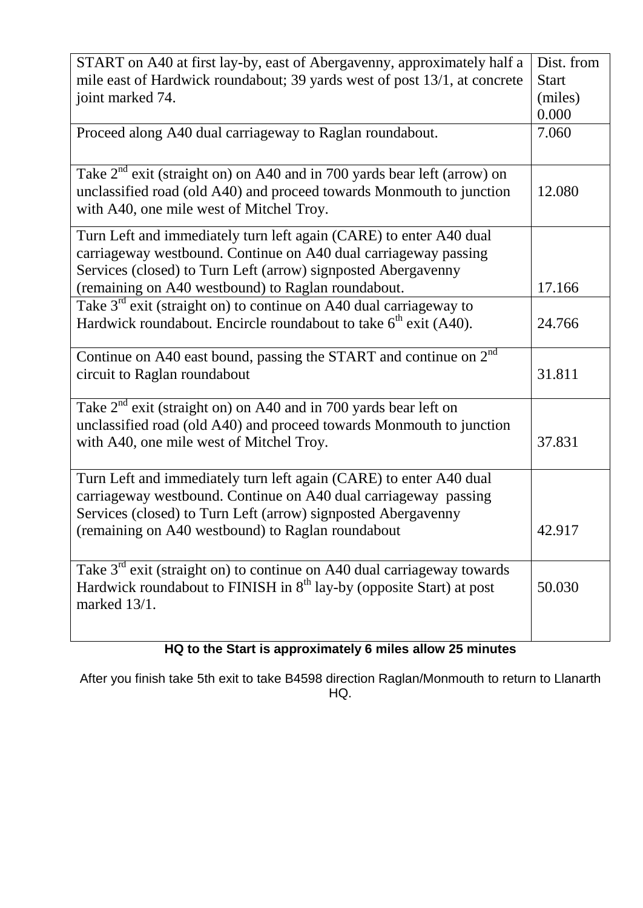| START on A40 at first lay-by, east of Abergavenny, approximately half a mile east of Hardwick roundabout; 39 yards west of post 13/1, at concrete joint marked 74. | Dist. from Start (miles) 0.000 |
|---|---|
| Proceed along A40 dual carriageway to Raglan roundabout. | 7.060 |
| Take 2nd exit (straight on) on A40 and in 700 yards bear left (arrow) on unclassified road (old A40) and proceed towards Monmouth to junction with A40, one mile west of Mitchel Troy. | 12.080 |
| Turn Left and immediately turn left again (CARE) to enter A40 dual carriageway westbound. Continue on A40 dual carriageway passing Services (closed) to Turn Left (arrow) signposted Abergavenny (remaining on A40 westbound) to Raglan roundabout. | 17.166 |
| Take 3rd exit (straight on) to continue on A40 dual carriageway to Hardwick roundabout. Encircle roundabout to take 6th exit (A40). | 24.766 |
| Continue on A40 east bound, passing the START and continue on 2nd circuit to Raglan roundabout | 31.811 |
| Take 2nd exit (straight on) on A40 and in 700 yards bear left on unclassified road (old A40) and proceed towards Monmouth to junction with A40, one mile west of Mitchel Troy. | 37.831 |
| Turn Left and immediately turn left again (CARE) to enter A40 dual carriageway westbound. Continue on A40 dual carriageway passing Services (closed) to Turn Left (arrow) signposted Abergavenny (remaining on A40 westbound) to Raglan roundabout | 42.917 |
| Take 3rd exit (straight on) to continue on A40 dual carriageway towards Hardwick roundabout to FINISH in 8th lay-by (opposite Start) at post marked 13/1. | 50.030 |

**HQ to the Start is approximately 6 miles allow 25 minutes**

After you finish take 5th exit to take B4598 direction Raglan/Monmouth to return to Llanarth HQ.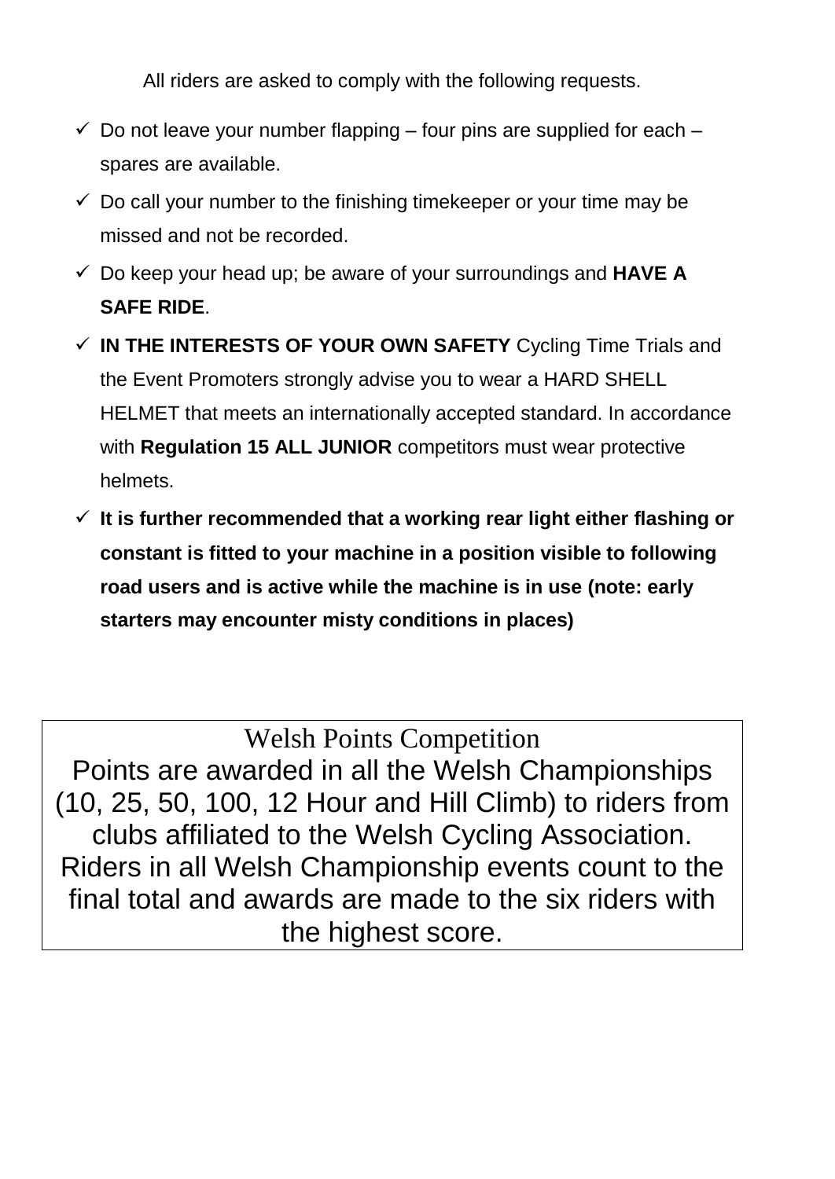All riders are asked to comply with the following requests.

- ✓ Do not leave your number flapping – four pins are supplied for each – spares are available.
- ✓ Do call your number to the finishing timekeeper or your time may be missed and not be recorded.
- ✓ Do keep your head up; be aware of your surroundings and **HAVE A SAFE RIDE**.
- ✓ **IN THE INTERESTS OF YOUR OWN SAFETY** Cycling Time Trials and the Event Promoters strongly advise you to wear a HARD SHELL HELMET that meets an internationally accepted standard. In accordance with **Regulation 15 ALL JUNIOR** competitors must wear protective helmets.
- ✓ **It is further recommended that a working rear light either flashing or constant is fitted to your machine in a position visible to following road users and is active while the machine is in use (note: early starters may encounter misty conditions in places)**

## Welsh Points Competition

Points are awarded in all the Welsh Championships (10, 25, 50, 100, 12 Hour and Hill Climb) to riders from clubs affiliated to the Welsh Cycling Association. Riders in all Welsh Championship events count to the final total and awards are made to the six riders with the highest score.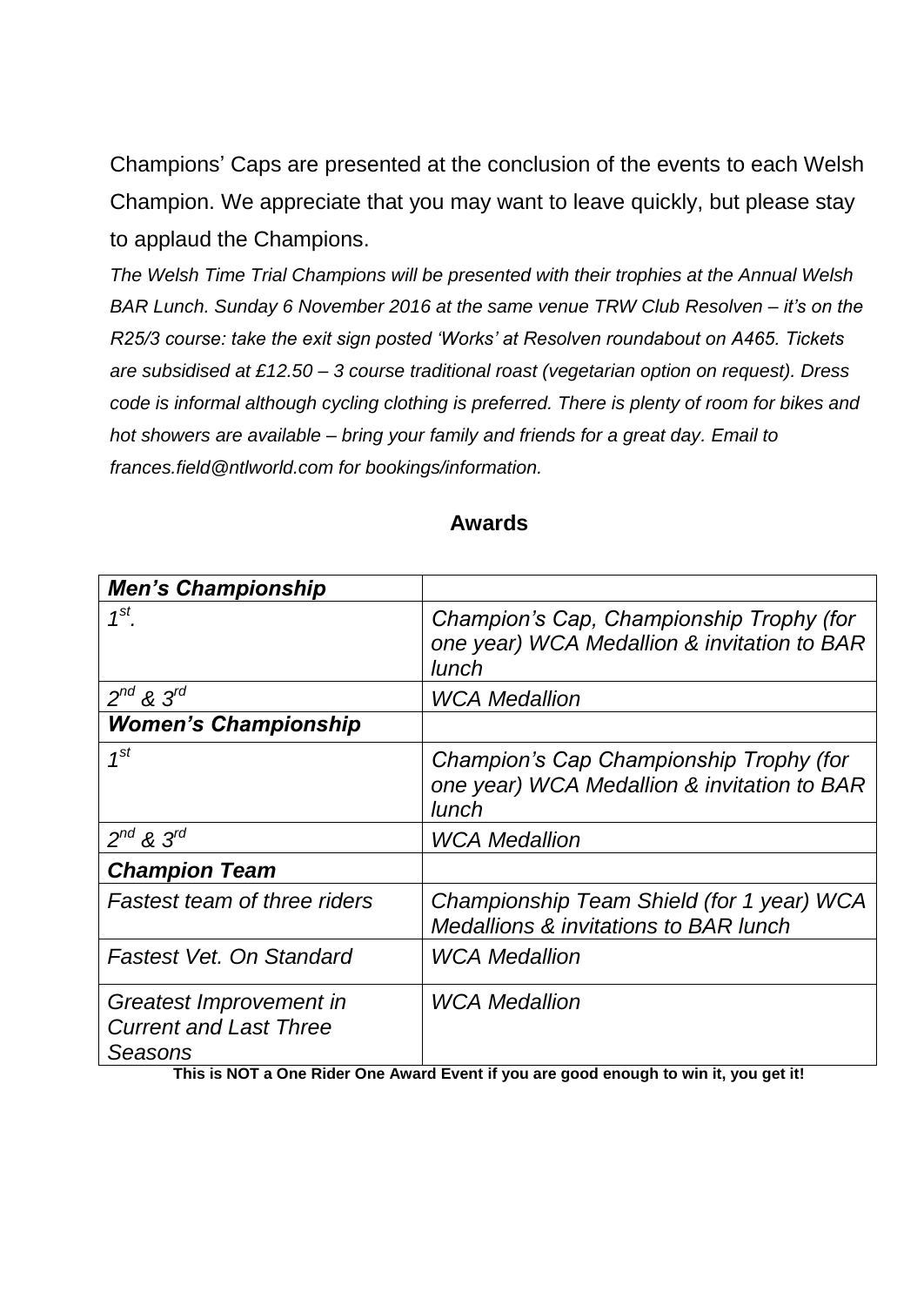Champions' Caps are presented at the conclusion of the events to each Welsh Champion. We appreciate that you may want to leave quickly, but please stay to applaud the Champions.

*The Welsh Time Trial Champions will be presented with their trophies at the Annual Welsh BAR Lunch. Sunday 6 November 2016 at the same venue TRW Club Resolven – it's on the R25/3 course: take the exit sign posted 'Works' at Resolven roundabout on A465. Tickets are subsidised at £12.50 – 3 course traditional roast (vegetarian option on request). Dress code is informal although cycling clothing is preferred. There is plenty of room for bikes and hot showers are available – bring your family and friends for a great day. Email to frances.field@ntlworld.com for bookings/information.*

## Awards

| | |
|---|---|
| ***Men's Championship*** | |
| *1st.* | *Champion's Cap, Championship Trophy (for one year) WCA Medallion & invitation to BAR lunch* |
| *2nd & 3rd* | *WCA Medallion* |
| ***Women's Championship*** | |
| *1st* | *Champion's Cap Championship Trophy (for one year) WCA Medallion & invitation to BAR lunch* |
| *2nd & 3rd* | *WCA Medallion* |
| ***Champion Team*** | |
| *Fastest team of three riders* | *Championship Team Shield (for 1 year) WCA Medallions & invitations to BAR lunch* |
| *Fastest Vet. On Standard* | *WCA Medallion* |
| *Greatest Improvement in Current and Last Three Seasons* | *WCA Medallion* |

**This is NOT a One Rider One Award Event if you are good enough to win it, you get it!**